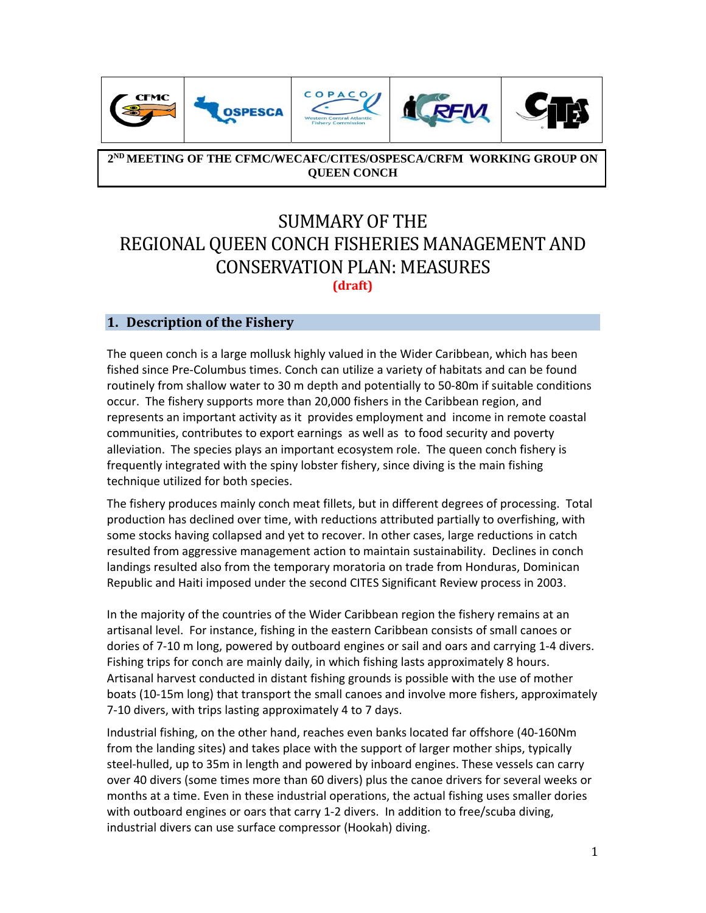**2ND MEETING OF THE CFMC/WECAFC/CITES/OSPESCA/CRFM WORKING GROUP ON QUEEN CONCH**

# SUMMARY OF THE REGIONAL QUEEN CONCH FISHERIES MANAGEMENT AND CONSERVATION PLAN: MEASURES

**(draft)**

## 1. Description of the Fishery

The queen conch is a large mollusk highly valued in the Wider Caribbean, which has been fished since Pre-Columbus times. Conch can utilize a variety of habitats and can be found routinely from shallow water to 30 m depth and potentially to 50-80m if suitable conditions occur. The fishery supports more than 20,000 fishers in the Caribbean region, and represents an important activity as it provides employment and income in remote coastal communities, contributes to export earnings as well as to food security and poverty alleviation. The species plays an important ecosystem role. The queen conch fishery is frequently integrated with the spiny lobster fishery, since diving is the main fishing technique utilized for both species.

The fishery produces mainly conch meat fillets, but in different degrees of processing. Total production has declined over time, with reductions attributed partially to overfishing, with some stocks having collapsed and yet to recover. In other cases, large reductions in catch resulted from aggressive management action to maintain sustainability. Declines in conch landings resulted also from the temporary moratoria on trade from Honduras, Dominican Republic and Haiti imposed under the second CITES Significant Review process in 2003.

In the majority of the countries of the Wider Caribbean region the fishery remains at an artisanal level. For instance, fishing in the eastern Caribbean consists of small canoes or dories of 7-10 m long, powered by outboard engines or sail and oars and carrying 1-4 divers. Fishing trips for conch are mainly daily, in which fishing lasts approximately 8 hours. Artisanal harvest conducted in distant fishing grounds is possible with the use of mother boats (10-15m long) that transport the small canoes and involve more fishers, approximately 7-10 divers, with trips lasting approximately 4 to 7 days.

Industrial fishing, on the other hand, reaches even banks located far offshore (40-160Nm from the landing sites) and takes place with the support of larger mother ships, typically steel-hulled, up to 35m in length and powered by inboard engines. These vessels can carry over 40 divers (some times more than 60 divers) plus the canoe drivers for several weeks or months at a time. Even in these industrial operations, the actual fishing uses smaller dories with outboard engines or oars that carry 1-2 divers. In addition to free/scuba diving, industrial divers can use surface compressor (Hookah) diving.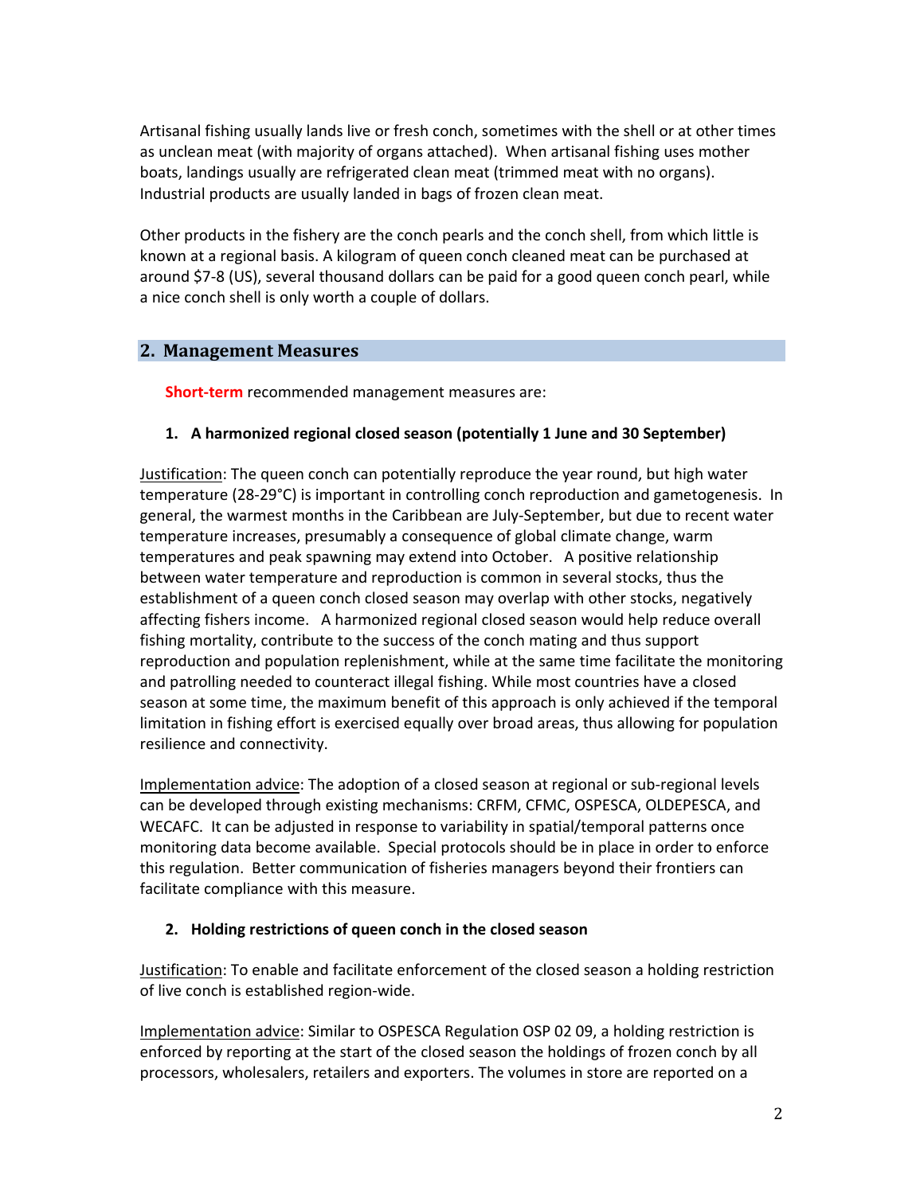Artisanal fishing usually lands live or fresh conch, sometimes with the shell or at other times as unclean meat (with majority of organs attached). When artisanal fishing uses mother boats, landings usually are refrigerated clean meat (trimmed meat with no organs). Industrial products are usually landed in bags of frozen clean meat.

Other products in the fishery are the conch pearls and the conch shell, from which little is known at a regional basis. A kilogram of queen conch cleaned meat can be purchased at around $7-8 (US), several thousand dollars can be paid for a good queen conch pearl, while a nice conch shell is only worth a couple of dollars.

## 2. Management Measures

**Short-term** recommended management measures are:

**1. A harmonized regional closed season (potentially 1 June and 30 September)**

Justification: The queen conch can potentially reproduce the year round, but high water temperature (28-29°C) is important in controlling conch reproduction and gametogenesis. In general, the warmest months in the Caribbean are July-September, but due to recent water temperature increases, presumably a consequence of global climate change, warm temperatures and peak spawning may extend into October. A positive relationship between water temperature and reproduction is common in several stocks, thus the establishment of a queen conch closed season may overlap with other stocks, negatively affecting fishers income. A harmonized regional closed season would help reduce overall fishing mortality, contribute to the success of the conch mating and thus support reproduction and population replenishment, while at the same time facilitate the monitoring and patrolling needed to counteract illegal fishing. While most countries have a closed season at some time, the maximum benefit of this approach is only achieved if the temporal limitation in fishing effort is exercised equally over broad areas, thus allowing for population resilience and connectivity.

Implementation advice: The adoption of a closed season at regional or sub-regional levels can be developed through existing mechanisms: CRFM, CFMC, OSPESCA, OLDEPESCA, and WECAFC. It can be adjusted in response to variability in spatial/temporal patterns once monitoring data become available. Special protocols should be in place in order to enforce this regulation. Better communication of fisheries managers beyond their frontiers can facilitate compliance with this measure.

**2. Holding restrictions of queen conch in the closed season**

Justification: To enable and facilitate enforcement of the closed season a holding restriction of live conch is established region-wide.

Implementation advice: Similar to OSPESCA Regulation OSP 02 09, a holding restriction is enforced by reporting at the start of the closed season the holdings of frozen conch by all processors, wholesalers, retailers and exporters. The volumes in store are reported on a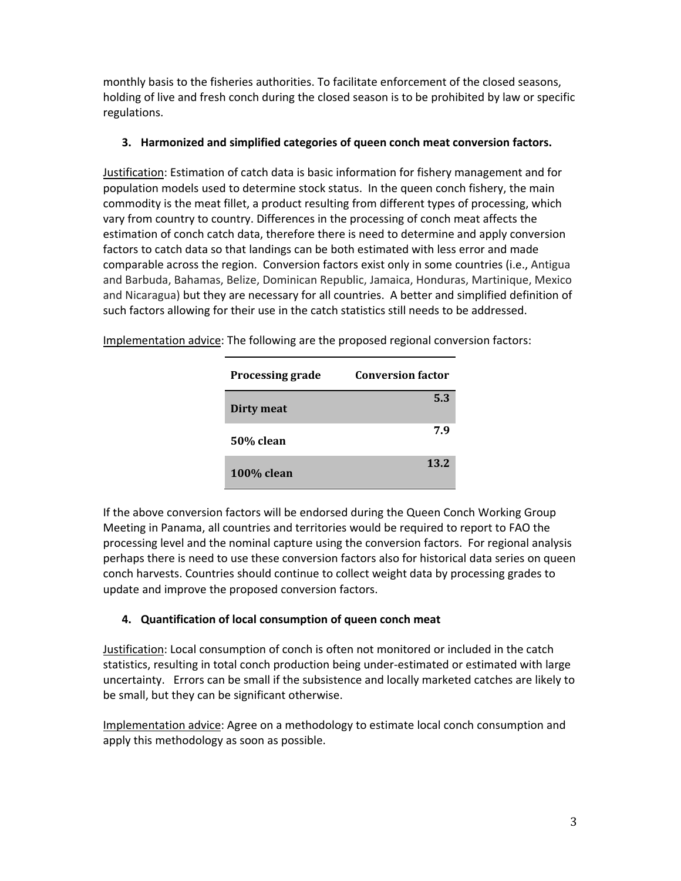monthly basis to the fisheries authorities. To facilitate enforcement of the closed seasons, holding of live and fresh conch during the closed season is to be prohibited by law or specific regulations.

3. **Harmonized and simplified categories of queen conch meat conversion factors.**

Justification: Estimation of catch data is basic information for fishery management and for population models used to determine stock status. In the queen conch fishery, the main commodity is the meat fillet, a product resulting from different types of processing, which vary from country to country. Differences in the processing of conch meat affects the estimation of conch catch data, therefore there is need to determine and apply conversion factors to catch data so that landings can be both estimated with less error and made comparable across the region. Conversion factors exist only in some countries (i.e., Antigua and Barbuda, Bahamas, Belize, Dominican Republic, Jamaica, Honduras, Martinique, Mexico and Nicaragua) but they are necessary for all countries. A better and simplified definition of such factors allowing for their use in the catch statistics still needs to be addressed.

Implementation advice: The following are the proposed regional conversion factors:

| Processing grade | Conversion factor |
| --- | --- |
| **Dirty meat** | **5.3** |
| **50% clean** | **7.9** |
| **100% clean** | **13.2** |

If the above conversion factors will be endorsed during the Queen Conch Working Group Meeting in Panama, all countries and territories would be required to report to FAO the processing level and the nominal capture using the conversion factors. For regional analysis perhaps there is need to use these conversion factors also for historical data series on queen conch harvests. Countries should continue to collect weight data by processing grades to update and improve the proposed conversion factors.

4. **Quantification of local consumption of queen conch meat**

Justification: Local consumption of conch is often not monitored or included in the catch statistics, resulting in total conch production being under-estimated or estimated with large uncertainty. Errors can be small if the subsistence and locally marketed catches are likely to be small, but they can be significant otherwise.

Implementation advice: Agree on a methodology to estimate local conch consumption and apply this methodology as soon as possible.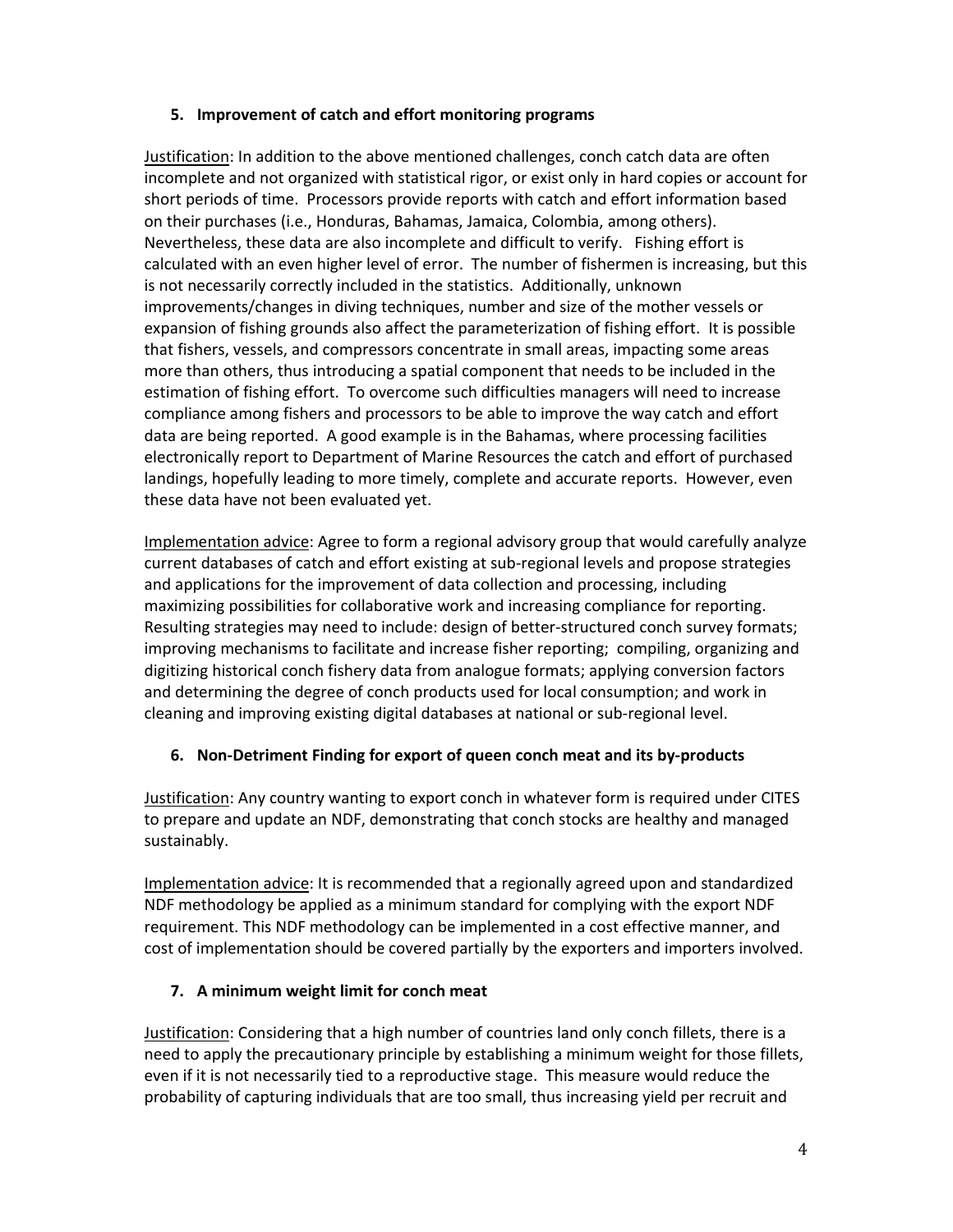### 5. Improvement of catch and effort monitoring programs

Justification: In addition to the above mentioned challenges, conch catch data are often incomplete and not organized with statistical rigor, or exist only in hard copies or account for short periods of time. Processors provide reports with catch and effort information based on their purchases (i.e., Honduras, Bahamas, Jamaica, Colombia, among others). Nevertheless, these data are also incomplete and difficult to verify. Fishing effort is calculated with an even higher level of error. The number of fishermen is increasing, but this is not necessarily correctly included in the statistics. Additionally, unknown improvements/changes in diving techniques, number and size of the mother vessels or expansion of fishing grounds also affect the parameterization of fishing effort. It is possible that fishers, vessels, and compressors concentrate in small areas, impacting some areas more than others, thus introducing a spatial component that needs to be included in the estimation of fishing effort. To overcome such difficulties managers will need to increase compliance among fishers and processors to be able to improve the way catch and effort data are being reported. A good example is in the Bahamas, where processing facilities electronically report to Department of Marine Resources the catch and effort of purchased landings, hopefully leading to more timely, complete and accurate reports. However, even these data have not been evaluated yet.

Implementation advice: Agree to form a regional advisory group that would carefully analyze current databases of catch and effort existing at sub-regional levels and propose strategies and applications for the improvement of data collection and processing, including maximizing possibilities for collaborative work and increasing compliance for reporting. Resulting strategies may need to include: design of better-structured conch survey formats; improving mechanisms to facilitate and increase fisher reporting; compiling, organizing and digitizing historical conch fishery data from analogue formats; applying conversion factors and determining the degree of conch products used for local consumption; and work in cleaning and improving existing digital databases at national or sub-regional level.

### 6. Non-Detriment Finding for export of queen conch meat and its by-products

Justification: Any country wanting to export conch in whatever form is required under CITES to prepare and update an NDF, demonstrating that conch stocks are healthy and managed sustainably.

Implementation advice: It is recommended that a regionally agreed upon and standardized NDF methodology be applied as a minimum standard for complying with the export NDF requirement. This NDF methodology can be implemented in a cost effective manner, and cost of implementation should be covered partially by the exporters and importers involved.

### 7. A minimum weight limit for conch meat

Justification: Considering that a high number of countries land only conch fillets, there is a need to apply the precautionary principle by establishing a minimum weight for those fillets, even if it is not necessarily tied to a reproductive stage. This measure would reduce the probability of capturing individuals that are too small, thus increasing yield per recruit and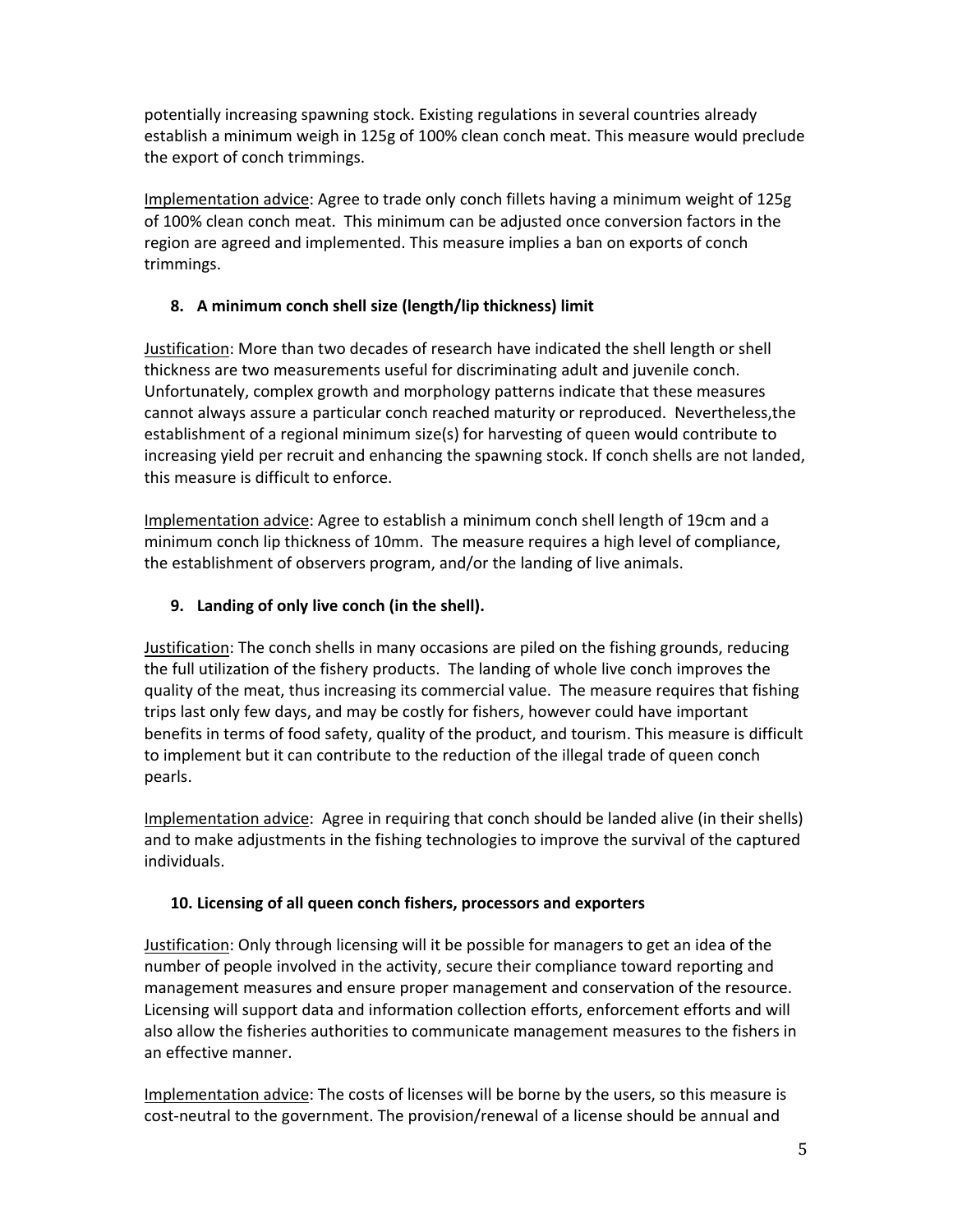potentially increasing spawning stock. Existing regulations in several countries already establish a minimum weigh in 125g of 100% clean conch meat. This measure would preclude the export of conch trimmings.

Implementation advice: Agree to trade only conch fillets having a minimum weight of 125g of 100% clean conch meat. This minimum can be adjusted once conversion factors in the region are agreed and implemented. This measure implies a ban on exports of conch trimmings.

**8. A minimum conch shell size (length/lip thickness) limit**

Justification: More than two decades of research have indicated the shell length or shell thickness are two measurements useful for discriminating adult and juvenile conch. Unfortunately, complex growth and morphology patterns indicate that these measures cannot always assure a particular conch reached maturity or reproduced. Nevertheless,the establishment of a regional minimum size(s) for harvesting of queen would contribute to increasing yield per recruit and enhancing the spawning stock. If conch shells are not landed, this measure is difficult to enforce.

Implementation advice: Agree to establish a minimum conch shell length of 19cm and a minimum conch lip thickness of 10mm. The measure requires a high level of compliance, the establishment of observers program, and/or the landing of live animals.

**9. Landing of only live conch (in the shell).**

Justification: The conch shells in many occasions are piled on the fishing grounds, reducing the full utilization of the fishery products. The landing of whole live conch improves the quality of the meat, thus increasing its commercial value. The measure requires that fishing trips last only few days, and may be costly for fishers, however could have important benefits in terms of food safety, quality of the product, and tourism. This measure is difficult to implement but it can contribute to the reduction of the illegal trade of queen conch pearls.

Implementation advice: Agree in requiring that conch should be landed alive (in their shells) and to make adjustments in the fishing technologies to improve the survival of the captured individuals.

**10. Licensing of all queen conch fishers, processors and exporters**

Justification: Only through licensing will it be possible for managers to get an idea of the number of people involved in the activity, secure their compliance toward reporting and management measures and ensure proper management and conservation of the resource. Licensing will support data and information collection efforts, enforcement efforts and will also allow the fisheries authorities to communicate management measures to the fishers in an effective manner.

Implementation advice: The costs of licenses will be borne by the users, so this measure is cost-neutral to the government. The provision/renewal of a license should be annual and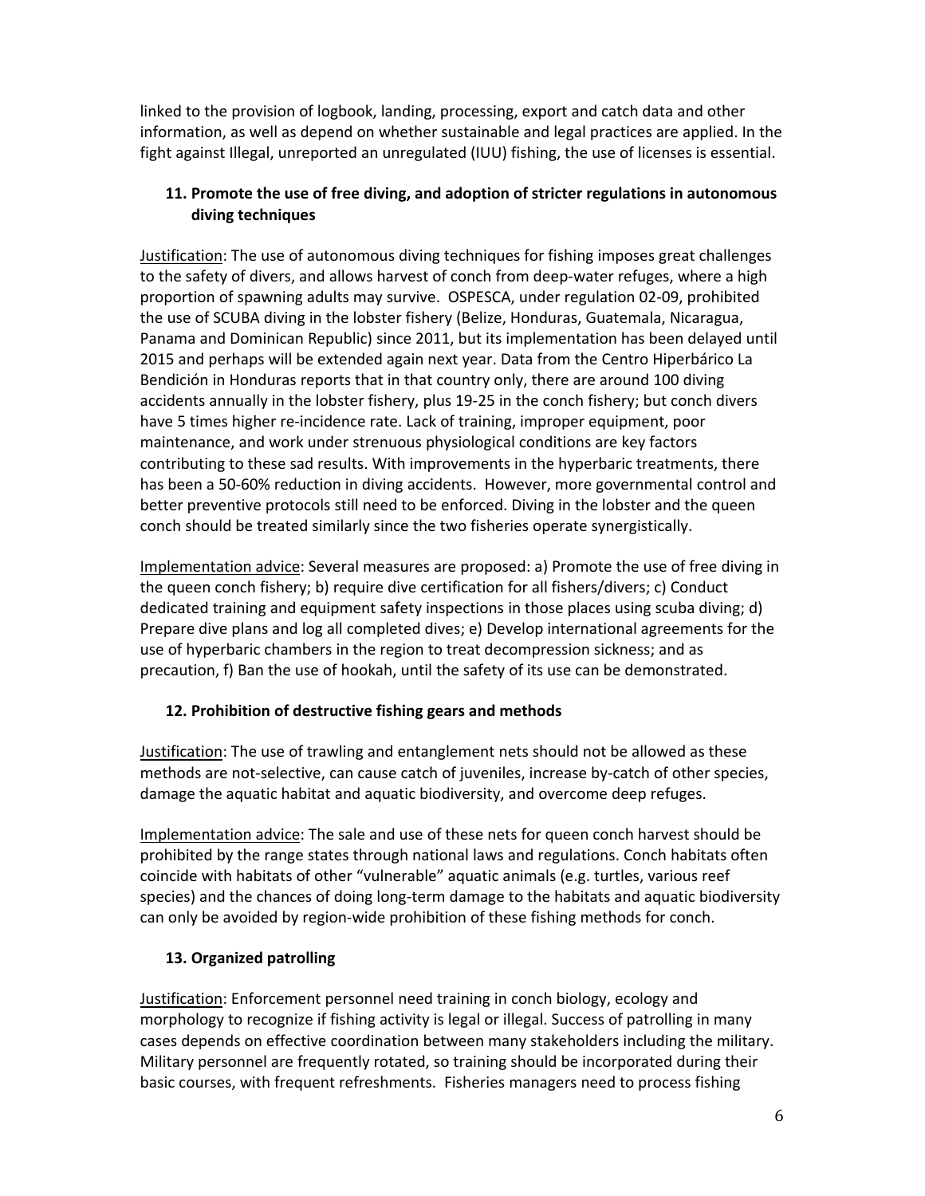linked to the provision of logbook, landing, processing, export and catch data and other information, as well as depend on whether sustainable and legal practices are applied. In the fight against Illegal, unreported an unregulated (IUU) fishing, the use of licenses is essential.

### 11. Promote the use of free diving, and adoption of stricter regulations in autonomous diving techniques

Justification: The use of autonomous diving techniques for fishing imposes great challenges to the safety of divers, and allows harvest of conch from deep-water refuges, where a high proportion of spawning adults may survive. OSPESCA, under regulation 02-09, prohibited the use of SCUBA diving in the lobster fishery (Belize, Honduras, Guatemala, Nicaragua, Panama and Dominican Republic) since 2011, but its implementation has been delayed until 2015 and perhaps will be extended again next year. Data from the Centro Hiperbárico La Bendición in Honduras reports that in that country only, there are around 100 diving accidents annually in the lobster fishery, plus 19-25 in the conch fishery; but conch divers have 5 times higher re-incidence rate. Lack of training, improper equipment, poor maintenance, and work under strenuous physiological conditions are key factors contributing to these sad results. With improvements in the hyperbaric treatments, there has been a 50-60% reduction in diving accidents. However, more governmental control and better preventive protocols still need to be enforced. Diving in the lobster and the queen conch should be treated similarly since the two fisheries operate synergistically.

Implementation advice: Several measures are proposed: a) Promote the use of free diving in the queen conch fishery; b) require dive certification for all fishers/divers; c) Conduct dedicated training and equipment safety inspections in those places using scuba diving; d) Prepare dive plans and log all completed dives; e) Develop international agreements for the use of hyperbaric chambers in the region to treat decompression sickness; and as precaution, f) Ban the use of hookah, until the safety of its use can be demonstrated.

### 12. Prohibition of destructive fishing gears and methods

Justification: The use of trawling and entanglement nets should not be allowed as these methods are not-selective, can cause catch of juveniles, increase by-catch of other species, damage the aquatic habitat and aquatic biodiversity, and overcome deep refuges.

Implementation advice: The sale and use of these nets for queen conch harvest should be prohibited by the range states through national laws and regulations. Conch habitats often coincide with habitats of other "vulnerable" aquatic animals (e.g. turtles, various reef species) and the chances of doing long-term damage to the habitats and aquatic biodiversity can only be avoided by region-wide prohibition of these fishing methods for conch.

### 13. Organized patrolling

Justification: Enforcement personnel need training in conch biology, ecology and morphology to recognize if fishing activity is legal or illegal. Success of patrolling in many cases depends on effective coordination between many stakeholders including the military. Military personnel are frequently rotated, so training should be incorporated during their basic courses, with frequent refreshments. Fisheries managers need to process fishing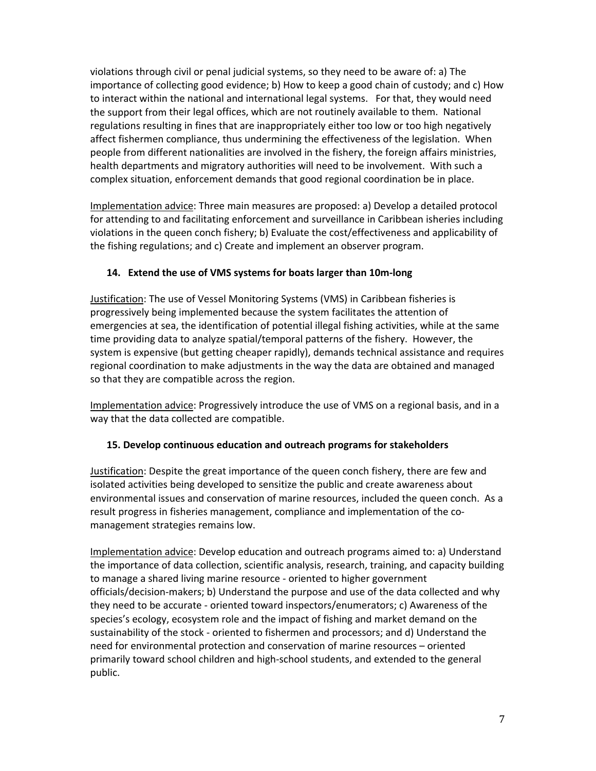violations through civil or penal judicial systems, so they need to be aware of: a) The importance of collecting good evidence; b) How to keep a good chain of custody; and c) How to interact within the national and international legal systems. For that, they would need the support from their legal offices, which are not routinely available to them. National regulations resulting in fines that are inappropriately either too low or too high negatively affect fishermen compliance, thus undermining the effectiveness of the legislation. When people from different nationalities are involved in the fishery, the foreign affairs ministries, health departments and migratory authorities will need to be involvement. With such a complex situation, enforcement demands that good regional coordination be in place.

Implementation advice: Three main measures are proposed: a) Develop a detailed protocol for attending to and facilitating enforcement and surveillance in Caribbean isheries including violations in the queen conch fishery; b) Evaluate the cost/effectiveness and applicability of the fishing regulations; and c) Create and implement an observer program.

### 14. Extend the use of VMS systems for boats larger than 10m-long

Justification: The use of Vessel Monitoring Systems (VMS) in Caribbean fisheries is progressively being implemented because the system facilitates the attention of emergencies at sea, the identification of potential illegal fishing activities, while at the same time providing data to analyze spatial/temporal patterns of the fishery. However, the system is expensive (but getting cheaper rapidly), demands technical assistance and requires regional coordination to make adjustments in the way the data are obtained and managed so that they are compatible across the region.

Implementation advice: Progressively introduce the use of VMS on a regional basis, and in a way that the data collected are compatible.

### 15. Develop continuous education and outreach programs for stakeholders

Justification: Despite the great importance of the queen conch fishery, there are few and isolated activities being developed to sensitize the public and create awareness about environmental issues and conservation of marine resources, included the queen conch. As a result progress in fisheries management, compliance and implementation of the co-management strategies remains low.

Implementation advice: Develop education and outreach programs aimed to: a) Understand the importance of data collection, scientific analysis, research, training, and capacity building to manage a shared living marine resource - oriented to higher government officials/decision-makers; b) Understand the purpose and use of the data collected and why they need to be accurate - oriented toward inspectors/enumerators; c) Awareness of the species's ecology, ecosystem role and the impact of fishing and market demand on the sustainability of the stock - oriented to fishermen and processors; and d) Understand the need for environmental protection and conservation of marine resources – oriented primarily toward school children and high-school students, and extended to the general public.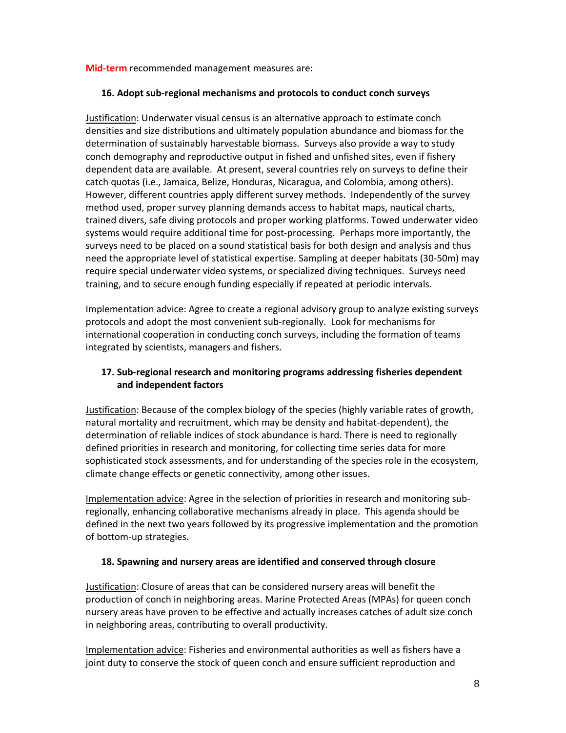**Mid-term** recommended management measures are:

**16. Adopt sub-regional mechanisms and protocols to conduct conch surveys**

Justification: Underwater visual census is an alternative approach to estimate conch densities and size distributions and ultimately population abundance and biomass for the determination of sustainably harvestable biomass. Surveys also provide a way to study conch demography and reproductive output in fished and unfished sites, even if fishery dependent data are available. At present, several countries rely on surveys to define their catch quotas (i.e., Jamaica, Belize, Honduras, Nicaragua, and Colombia, among others). However, different countries apply different survey methods. Independently of the survey method used, proper survey planning demands access to habitat maps, nautical charts, trained divers, safe diving protocols and proper working platforms. Towed underwater video systems would require additional time for post-processing. Perhaps more importantly, the surveys need to be placed on a sound statistical basis for both design and analysis and thus need the appropriate level of statistical expertise. Sampling at deeper habitats (30-50m) may require special underwater video systems, or specialized diving techniques. Surveys need training, and to secure enough funding especially if repeated at periodic intervals.

Implementation advice: Agree to create a regional advisory group to analyze existing surveys protocols and adopt the most convenient sub-regionally. Look for mechanisms for international cooperation in conducting conch surveys, including the formation of teams integrated by scientists, managers and fishers.

**17. Sub-regional research and monitoring programs addressing fisheries dependent and independent factors**

Justification: Because of the complex biology of the species (highly variable rates of growth, natural mortality and recruitment, which may be density and habitat-dependent), the determination of reliable indices of stock abundance is hard. There is need to regionally defined priorities in research and monitoring, for collecting time series data for more sophisticated stock assessments, and for understanding of the species role in the ecosystem, climate change effects or genetic connectivity, among other issues.

Implementation advice: Agree in the selection of priorities in research and monitoring sub-regionally, enhancing collaborative mechanisms already in place. This agenda should be defined in the next two years followed by its progressive implementation and the promotion of bottom-up strategies.

**18. Spawning and nursery areas are identified and conserved through closure**

Justification: Closure of areas that can be considered nursery areas will benefit the production of conch in neighboring areas. Marine Protected Areas (MPAs) for queen conch nursery areas have proven to be effective and actually increases catches of adult size conch in neighboring areas, contributing to overall productivity.

Implementation advice: Fisheries and environmental authorities as well as fishers have a joint duty to conserve the stock of queen conch and ensure sufficient reproduction and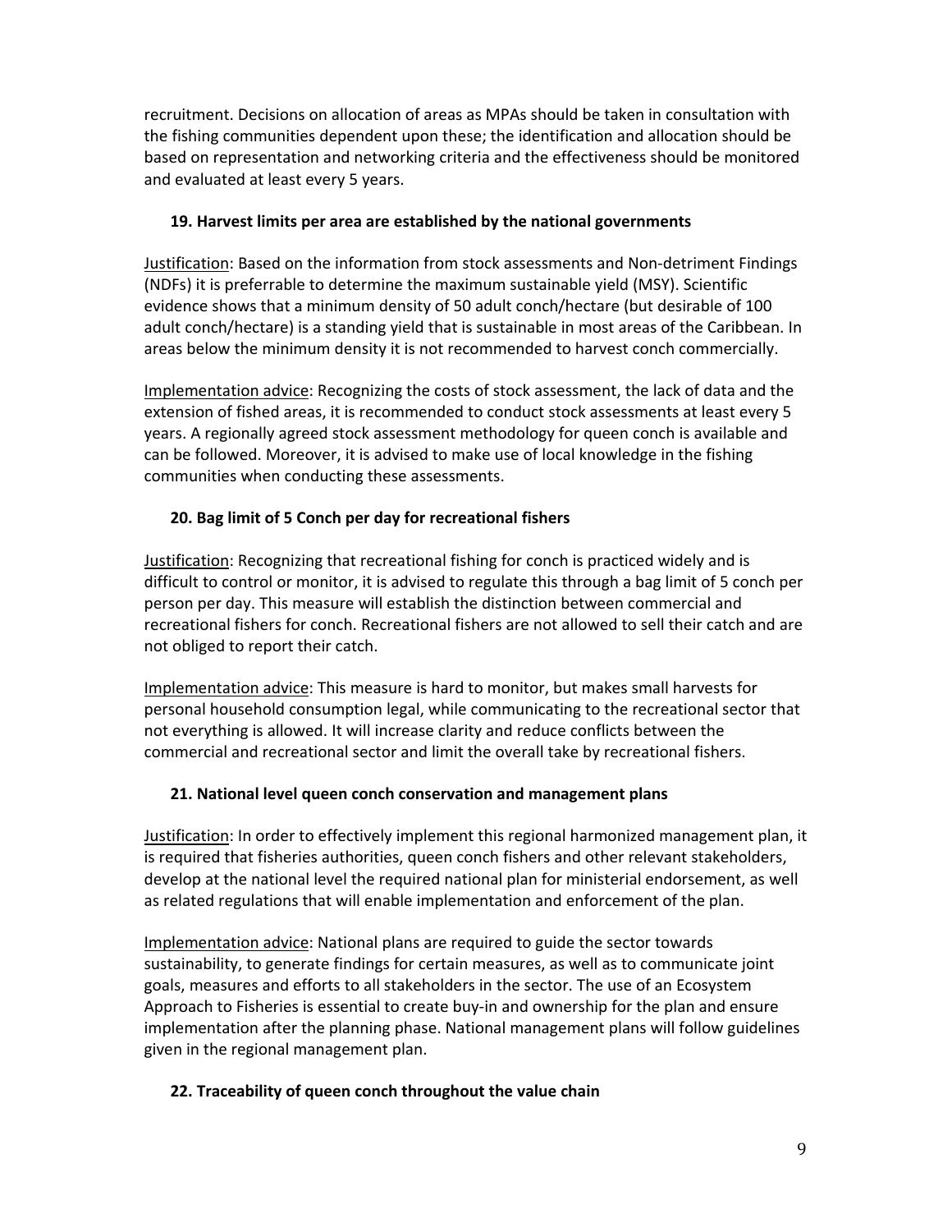recruitment. Decisions on allocation of areas as MPAs should be taken in consultation with the fishing communities dependent upon these; the identification and allocation should be based on representation and networking criteria and the effectiveness should be monitored and evaluated at least every 5 years.

### 19. Harvest limits per area are established by the national governments

Justification: Based on the information from stock assessments and Non-detriment Findings (NDFs) it is preferrable to determine the maximum sustainable yield (MSY). Scientific evidence shows that a minimum density of 50 adult conch/hectare (but desirable of 100 adult conch/hectare) is a standing yield that is sustainable in most areas of the Caribbean. In areas below the minimum density it is not recommended to harvest conch commercially.

Implementation advice: Recognizing the costs of stock assessment, the lack of data and the extension of fished areas, it is recommended to conduct stock assessments at least every 5 years. A regionally agreed stock assessment methodology for queen conch is available and can be followed. Moreover, it is advised to make use of local knowledge in the fishing communities when conducting these assessments.

### 20. Bag limit of 5 Conch per day for recreational fishers

Justification: Recognizing that recreational fishing for conch is practiced widely and is difficult to control or monitor, it is advised to regulate this through a bag limit of 5 conch per person per day. This measure will establish the distinction between commercial and recreational fishers for conch. Recreational fishers are not allowed to sell their catch and are not obliged to report their catch.

Implementation advice: This measure is hard to monitor, but makes small harvests for personal household consumption legal, while communicating to the recreational sector that not everything is allowed. It will increase clarity and reduce conflicts between the commercial and recreational sector and limit the overall take by recreational fishers.

### 21. National level queen conch conservation and management plans

Justification: In order to effectively implement this regional harmonized management plan, it is required that fisheries authorities, queen conch fishers and other relevant stakeholders, develop at the national level the required national plan for ministerial endorsement, as well as related regulations that will enable implementation and enforcement of the plan.

Implementation advice: National plans are required to guide the sector towards sustainability, to generate findings for certain measures, as well as to communicate joint goals, measures and efforts to all stakeholders in the sector. The use of an Ecosystem Approach to Fisheries is essential to create buy-in and ownership for the plan and ensure implementation after the planning phase. National management plans will follow guidelines given in the regional management plan.

### 22. Traceability of queen conch throughout the value chain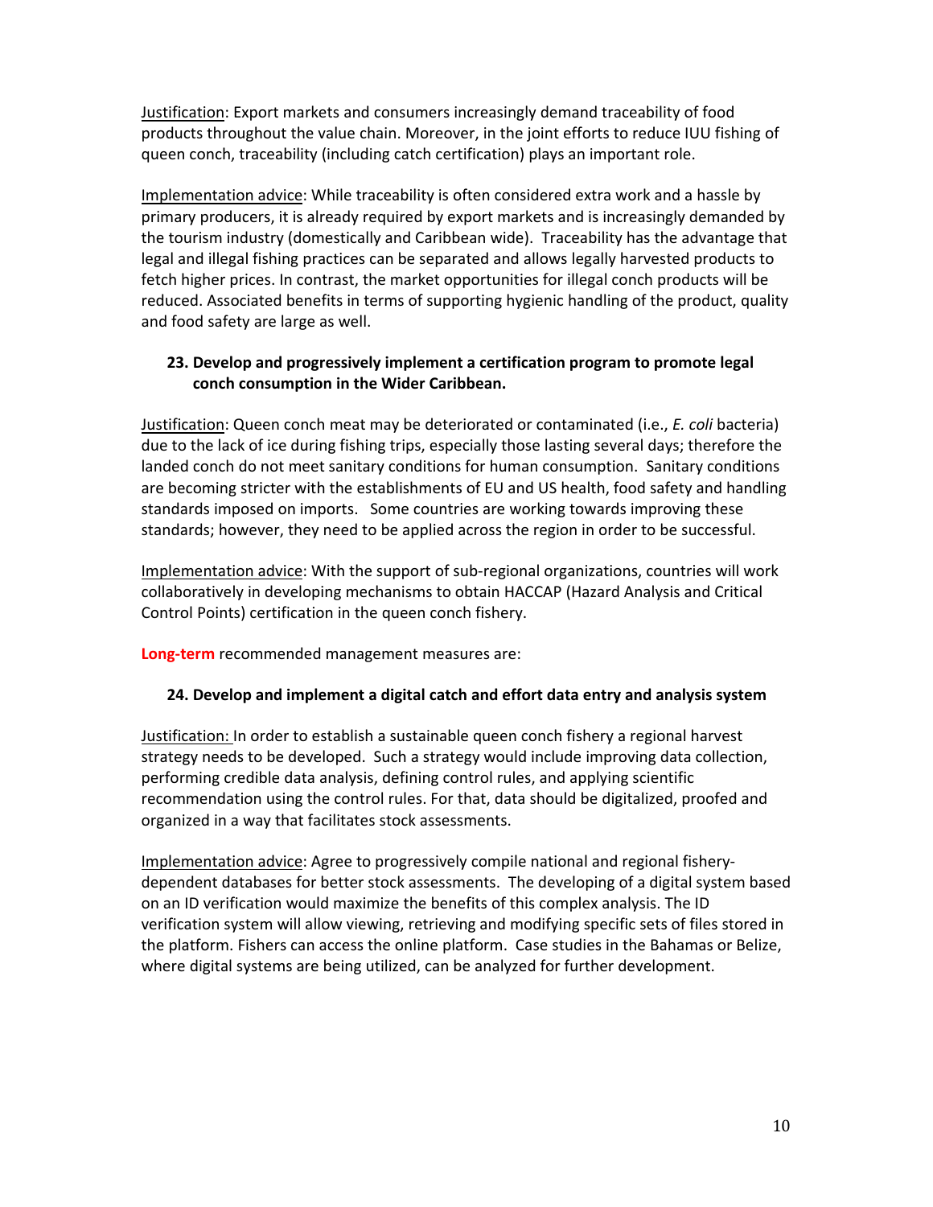Justification: Export markets and consumers increasingly demand traceability of food products throughout the value chain. Moreover, in the joint efforts to reduce IUU fishing of queen conch, traceability (including catch certification) plays an important role.

Implementation advice: While traceability is often considered extra work and a hassle by primary producers, it is already required by export markets and is increasingly demanded by the tourism industry (domestically and Caribbean wide). Traceability has the advantage that legal and illegal fishing practices can be separated and allows legally harvested products to fetch higher prices. In contrast, the market opportunities for illegal conch products will be reduced. Associated benefits in terms of supporting hygienic handling of the product, quality and food safety are large as well.

**23. Develop and progressively implement a certification program to promote legal conch consumption in the Wider Caribbean.**

Justification: Queen conch meat may be deteriorated or contaminated (i.e., *E. coli* bacteria) due to the lack of ice during fishing trips, especially those lasting several days; therefore the landed conch do not meet sanitary conditions for human consumption. Sanitary conditions are becoming stricter with the establishments of EU and US health, food safety and handling standards imposed on imports. Some countries are working towards improving these standards; however, they need to be applied across the region in order to be successful.

Implementation advice: With the support of sub-regional organizations, countries will work collaboratively in developing mechanisms to obtain HACCAP (Hazard Analysis and Critical Control Points) certification in the queen conch fishery.

**Long-term** recommended management measures are:

**24. Develop and implement a digital catch and effort data entry and analysis system**

Justification: In order to establish a sustainable queen conch fishery a regional harvest strategy needs to be developed. Such a strategy would include improving data collection, performing credible data analysis, defining control rules, and applying scientific recommendation using the control rules. For that, data should be digitalized, proofed and organized in a way that facilitates stock assessments.

Implementation advice: Agree to progressively compile national and regional fishery-dependent databases for better stock assessments. The developing of a digital system based on an ID verification would maximize the benefits of this complex analysis. The ID verification system will allow viewing, retrieving and modifying specific sets of files stored in the platform. Fishers can access the online platform. Case studies in the Bahamas or Belize, where digital systems are being utilized, can be analyzed for further development.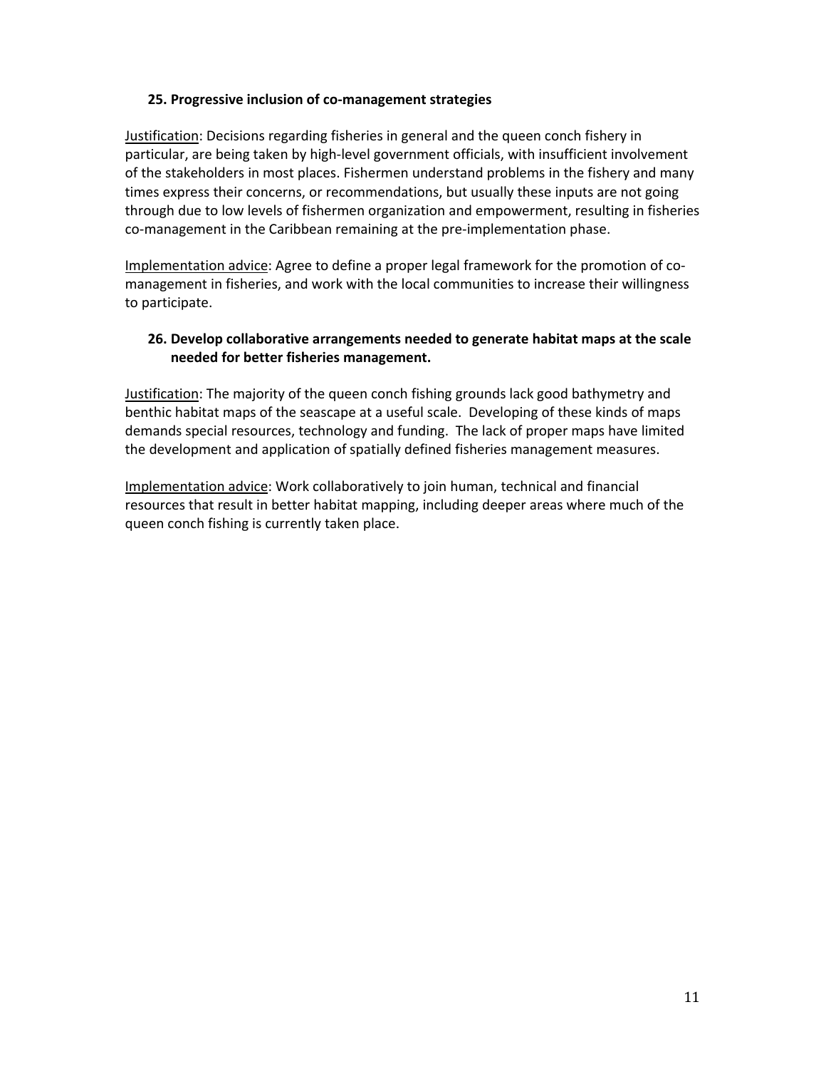**25. Progressive inclusion of co-management strategies**

Justification: Decisions regarding fisheries in general and the queen conch fishery in particular, are being taken by high-level government officials, with insufficient involvement of the stakeholders in most places. Fishermen understand problems in the fishery and many times express their concerns, or recommendations, but usually these inputs are not going through due to low levels of fishermen organization and empowerment, resulting in fisheries co-management in the Caribbean remaining at the pre-implementation phase.

Implementation advice: Agree to define a proper legal framework for the promotion of co-management in fisheries, and work with the local communities to increase their willingness to participate.

**26. Develop collaborative arrangements needed to generate habitat maps at the scale needed for better fisheries management.**

Justification: The majority of the queen conch fishing grounds lack good bathymetry and benthic habitat maps of the seascape at a useful scale. Developing of these kinds of maps demands special resources, technology and funding. The lack of proper maps have limited the development and application of spatially defined fisheries management measures.

Implementation advice: Work collaboratively to join human, technical and financial resources that result in better habitat mapping, including deeper areas where much of the queen conch fishing is currently taken place.